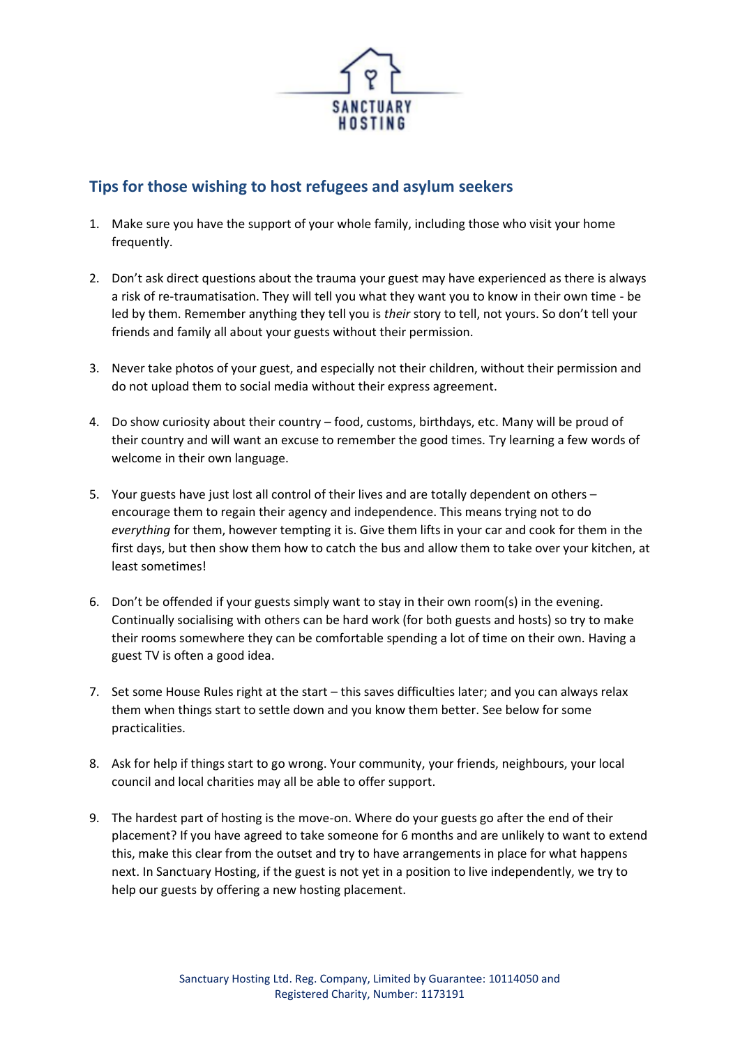SANCTUARY HOSTING

## Tips for those wishing to host refugees and asylum seekers

1. Make sure you have the support of your whole family, including those who visit your home frequently.

2. Don't ask direct questions about the trauma your guest may have experienced as there is always a risk of re-traumatisation. They will tell you what they want you to know in their own time - be led by them. Remember anything they tell you is *their* story to tell, not yours. So don't tell your friends and family all about your guests without their permission.

3. Never take photos of your guest, and especially not their children, without their permission and do not upload them to social media without their express agreement.

4. Do show curiosity about their country – food, customs, birthdays, etc. Many will be proud of their country and will want an excuse to remember the good times. Try learning a few words of welcome in their own language.

5. Your guests have just lost all control of their lives and are totally dependent on others – encourage them to regain their agency and independence. This means trying not to do *everything* for them, however tempting it is. Give them lifts in your car and cook for them in the first days, but then show them how to catch the bus and allow them to take over your kitchen, at least sometimes!

6. Don't be offended if your guests simply want to stay in their own room(s) in the evening. Continually socialising with others can be hard work (for both guests and hosts) so try to make their rooms somewhere they can be comfortable spending a lot of time on their own. Having a guest TV is often a good idea.

7. Set some House Rules right at the start – this saves difficulties later; and you can always relax them when things start to settle down and you know them better. See below for some practicalities.

8. Ask for help if things start to go wrong. Your community, your friends, neighbours, your local council and local charities may all be able to offer support.

9. The hardest part of hosting is the move-on. Where do your guests go after the end of their placement? If you have agreed to take someone for 6 months and are unlikely to want to extend this, make this clear from the outset and try to have arrangements in place for what happens next. In Sanctuary Hosting, if the guest is not yet in a position to live independently, we try to help our guests by offering a new hosting placement.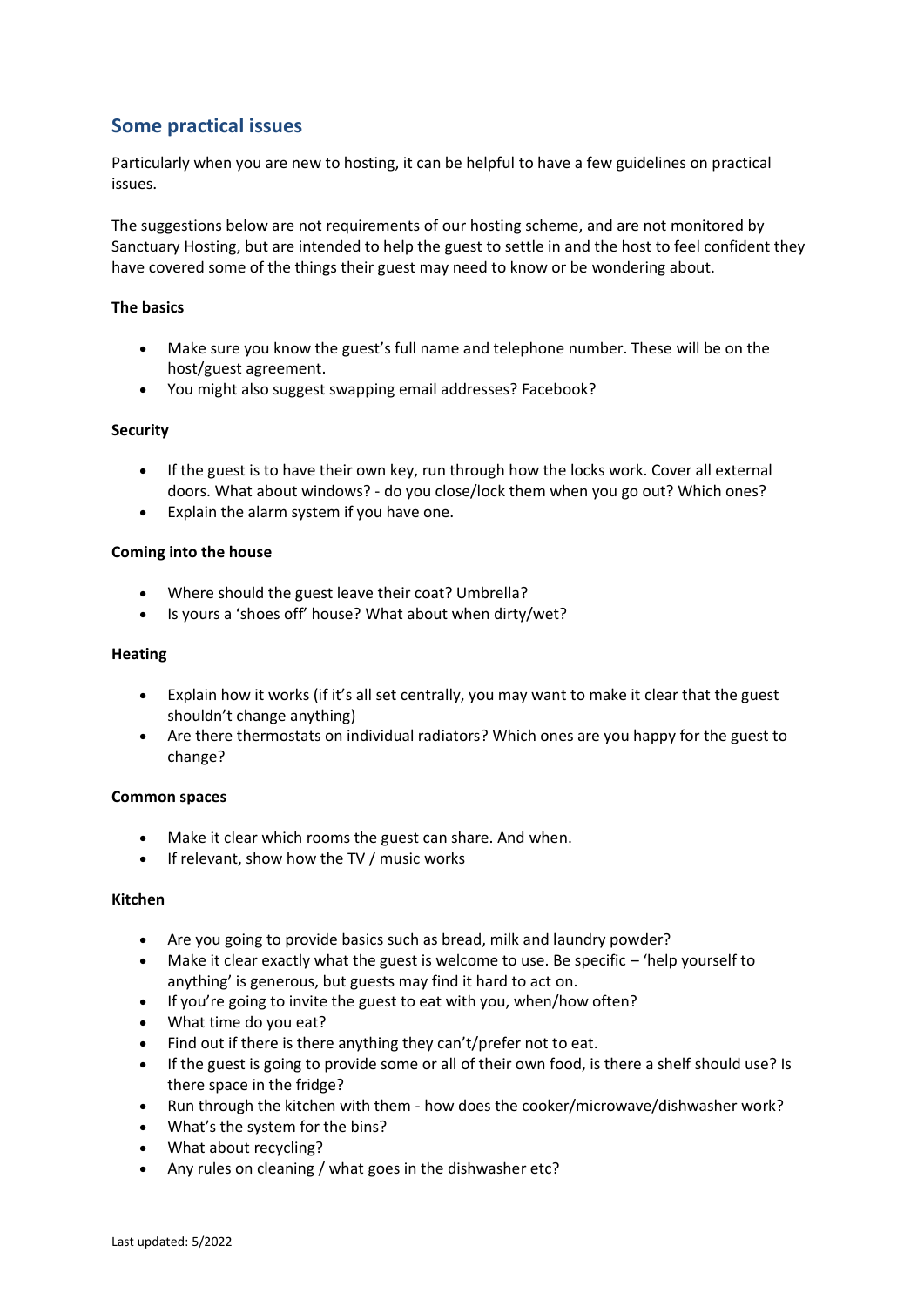## Some practical issues

Particularly when you are new to hosting, it can be helpful to have a few guidelines on practical issues.

The suggestions below are not requirements of our hosting scheme, and are not monitored by Sanctuary Hosting, but are intended to help the guest to settle in and the host to feel confident they have covered some of the things their guest may need to know or be wondering about.

**The basics**

- Make sure you know the guest's full name and telephone number. These will be on the host/guest agreement.
- You might also suggest swapping email addresses? Facebook?

**Security**

- If the guest is to have their own key, run through how the locks work. Cover all external doors. What about windows? - do you close/lock them when you go out? Which ones?
- Explain the alarm system if you have one.

**Coming into the house**

- Where should the guest leave their coat? Umbrella?
- Is yours a 'shoes off' house? What about when dirty/wet?

**Heating**

- Explain how it works (if it's all set centrally, you may want to make it clear that the guest shouldn't change anything)
- Are there thermostats on individual radiators? Which ones are you happy for the guest to change?

**Common spaces**

- Make it clear which rooms the guest can share. And when.
- If relevant, show how the TV / music works

**Kitchen**

- Are you going to provide basics such as bread, milk and laundry powder?
- Make it clear exactly what the guest is welcome to use. Be specific – 'help yourself to anything' is generous, but guests may find it hard to act on.
- If you're going to invite the guest to eat with you, when/how often?
- What time do you eat?
- Find out if there is there anything they can't/prefer not to eat.
- If the guest is going to provide some or all of their own food, is there a shelf should use? Is there space in the fridge?
- Run through the kitchen with them - how does the cooker/microwave/dishwasher work?
- What's the system for the bins?
- What about recycling?
- Any rules on cleaning / what goes in the dishwasher etc?

Last updated: 5/2022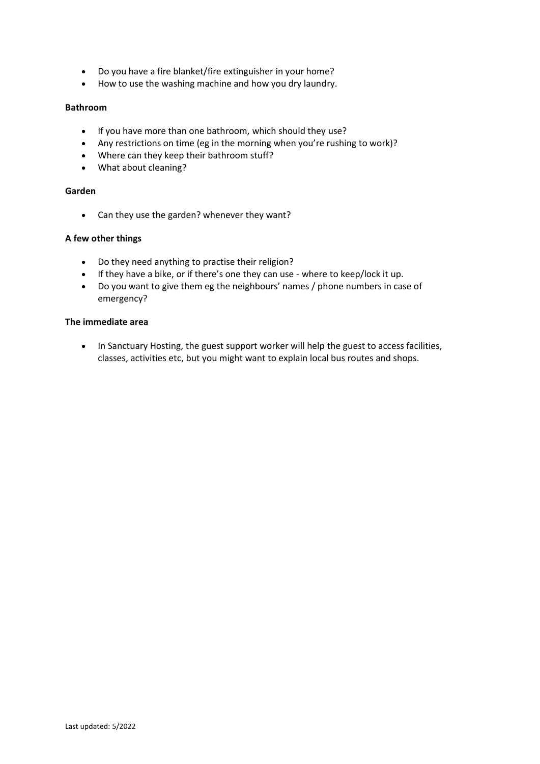- Do you have a fire blanket/fire extinguisher in your home?
- How to use the washing machine and how you dry laundry.

**Bathroom**

- If you have more than one bathroom, which should they use?
- Any restrictions on time (eg in the morning when you're rushing to work)?
- Where can they keep their bathroom stuff?
- What about cleaning?

**Garden**

- Can they use the garden? whenever they want?

**A few other things**

- Do they need anything to practise their religion?
- If they have a bike, or if there's one they can use - where to keep/lock it up.
- Do you want to give them eg the neighbours' names / phone numbers in case of emergency?

**The immediate area**

- In Sanctuary Hosting, the guest support worker will help the guest to access facilities, classes, activities etc, but you might want to explain local bus routes and shops.

Last updated: 5/2022